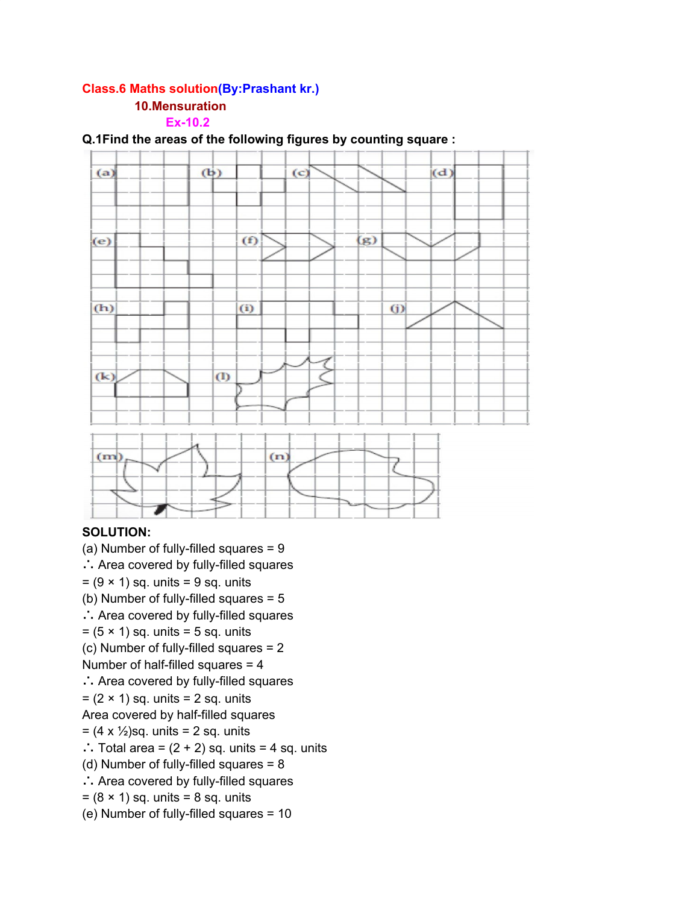**Class.6 Maths solution(By:Prashant kr.)**

**10.Mensuration**

**Ex-10.2**

**Q.1Find the areas of the following figures by counting square :**

**SOLUTION:**

(a) Number of fully-filled squares = 9

∴ Area covered by fully-filled squares

= (9 × 1) sq. units = 9 sq. units

(b) Number of fully-filled squares = 5

∴ Area covered by fully-filled squares

= (5 × 1) sq. units = 5 sq. units

(c) Number of fully-filled squares = 2

Number of half-filled squares = 4

∴ Area covered by fully-filled squares

= (2 × 1) sq. units = 2 sq. units

Area covered by half-filled squares

= (4 x ½)sq. units = 2 sq. units

∴ Total area = (2 + 2) sq. units = 4 sq. units

(d) Number of fully-filled squares = 8

∴ Area covered by fully-filled squares

= (8 × 1) sq. units = 8 sq. units

(e) Number of fully-filled squares = 10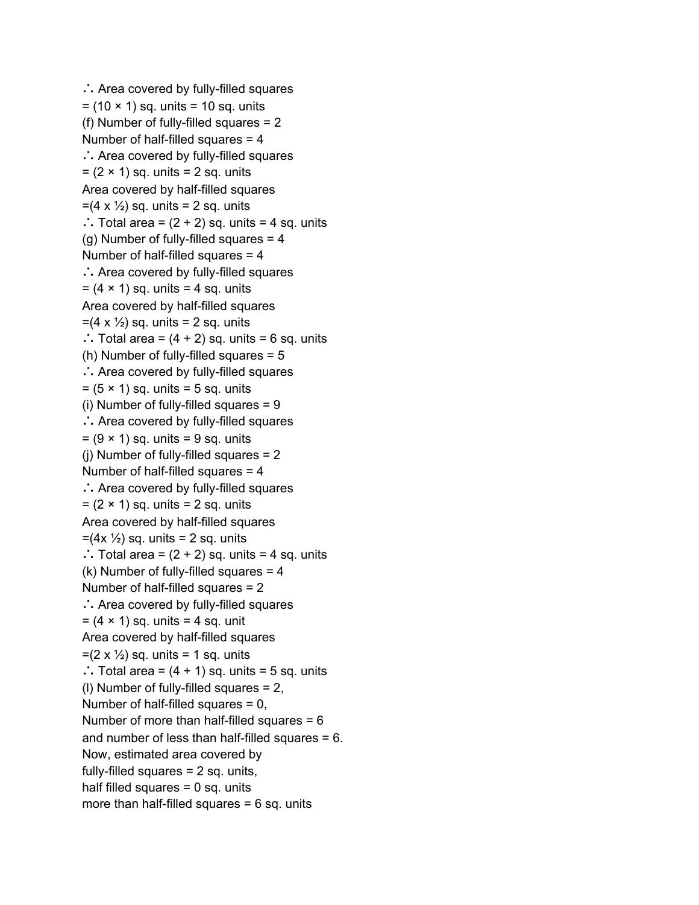∴ Area covered by fully-filled squares

= $(10 \times 1)$ sq. units = 10 sq. units

(f) Number of fully-filled squares = 2

Number of half-filled squares = 4

∴ Area covered by fully-filled squares

= $(2 \times 1)$ sq. units = 2 sq. units

Area covered by half-filled squares

=$(4 \times \frac{1}{2})$ sq. units = 2 sq. units

∴ Total area = $(2 + 2)$ sq. units = 4 sq. units

(g) Number of fully-filled squares = 4

Number of half-filled squares = 4

∴ Area covered by fully-filled squares

= $(4 \times 1)$ sq. units = 4 sq. units

Area covered by half-filled squares

=$(4 \times \frac{1}{2})$ sq. units = 2 sq. units

∴ Total area = $(4 + 2)$ sq. units = 6 sq. units

(h) Number of fully-filled squares = 5

∴ Area covered by fully-filled squares

= $(5 \times 1)$ sq. units = 5 sq. units

(i) Number of fully-filled squares = 9

∴ Area covered by fully-filled squares

= $(9 \times 1)$ sq. units = 9 sq. units

(j) Number of fully-filled squares = 2

Number of half-filled squares = 4

∴ Area covered by fully-filled squares

= $(2 \times 1)$ sq. units = 2 sq. units

Area covered by half-filled squares

=$(4 \times \frac{1}{2})$ sq. units = 2 sq. units

∴ Total area = $(2 + 2)$ sq. units = 4 sq. units

(k) Number of fully-filled squares = 4

Number of half-filled squares = 2

∴ Area covered by fully-filled squares

= $(4 \times 1)$ sq. units = 4 sq. unit

Area covered by half-filled squares

=$(2 \times \frac{1}{2})$ sq. units = 1 sq. units

∴ Total area = $(4 + 1)$ sq. units = 5 sq. units

(l) Number of fully-filled squares = 2,

Number of half-filled squares = 0,

Number of more than half-filled squares = 6

and number of less than half-filled squares = 6.

Now, estimated area covered by

fully-filled squares = 2 sq. units,

half filled squares = 0 sq. units

more than half-filled squares = 6 sq. units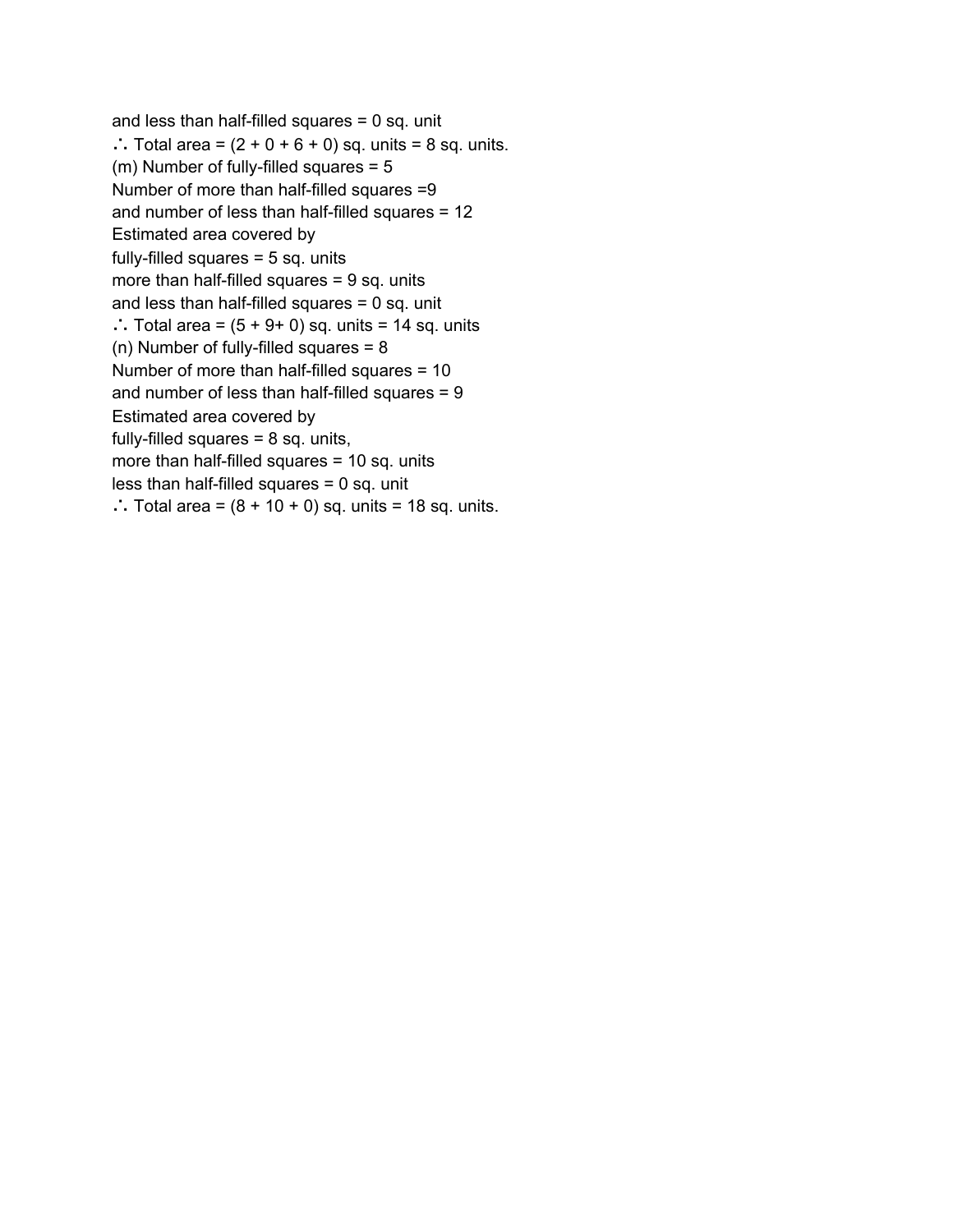and less than half-filled squares = 0 sq. unit

∴ Total area = (2 + 0 + 6 + 0) sq. units = 8 sq. units.

(m) Number of fully-filled squares = 5

Number of more than half-filled squares =9

and number of less than half-filled squares = 12

Estimated area covered by

fully-filled squares = 5 sq. units

more than half-filled squares = 9 sq. units

and less than half-filled squares = 0 sq. unit

∴ Total area = (5 + 9+ 0) sq. units = 14 sq. units

(n) Number of fully-filled squares = 8

Number of more than half-filled squares = 10

and number of less than half-filled squares = 9

Estimated area covered by

fully-filled squares = 8 sq. units,

more than half-filled squares = 10 sq. units

less than half-filled squares = 0 sq. unit

∴ Total area = (8 + 10 + 0) sq. units = 18 sq. units.